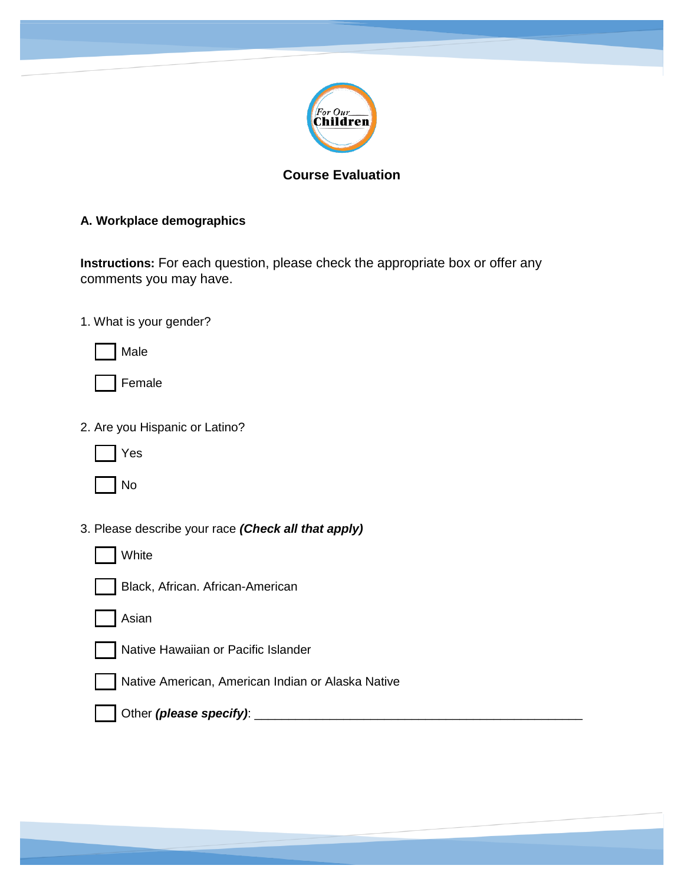For Our Children

# Course Evaluation

## A. Workplace demographics

**Instructions:** For each question, please check the appropriate box or offer any comments you may have.

1. What is your gender?

- [ ] Male
- [ ] Female

2. Are you Hispanic or Latino?

- [ ] Yes
- [ ] No

3. Please describe your race ***(Check all that apply)***

- [ ] White
- [ ] Black, African. African-American
- [ ] Asian
- [ ] Native Hawaiian or Pacific Islander
- [ ] Native American, American Indian or Alaska Native
- [ ] Other ***(please specify)***: _______________________________________________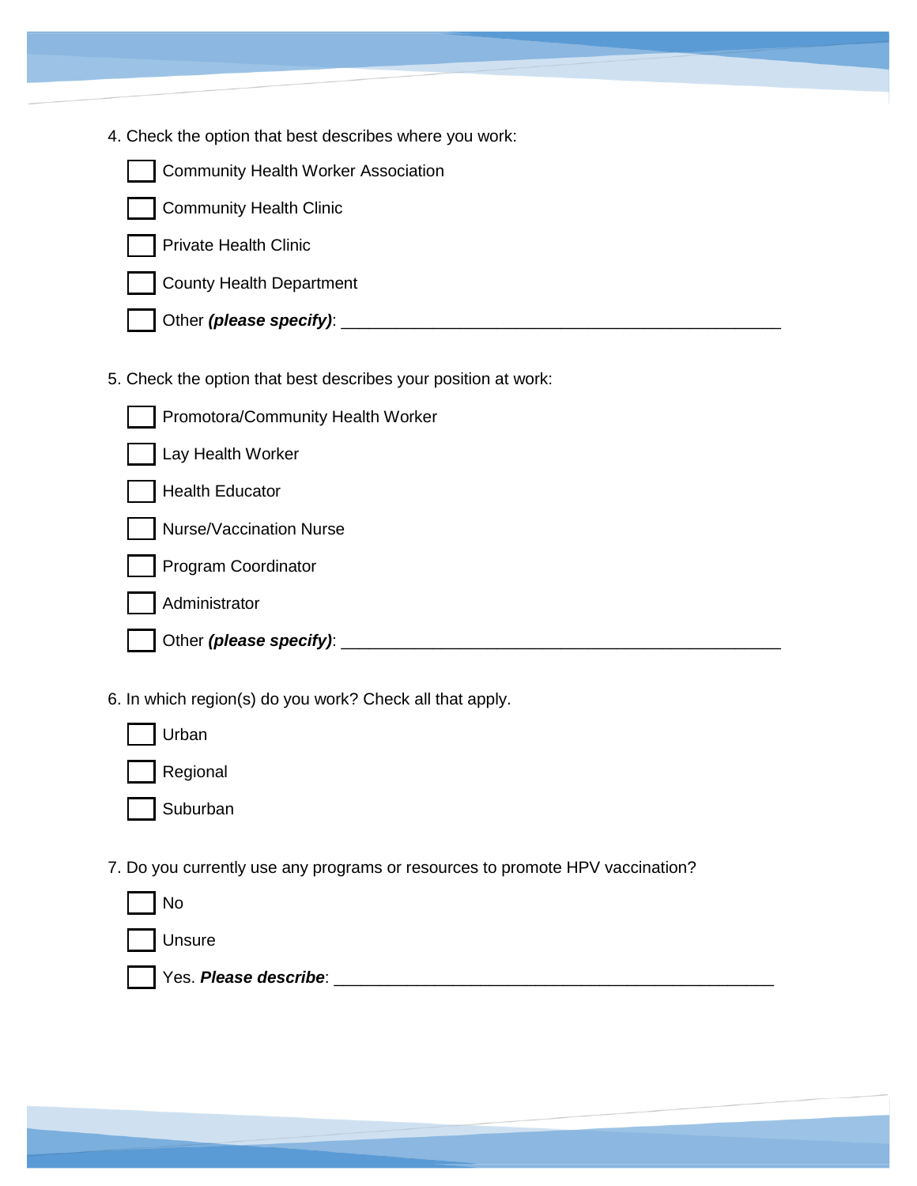4. Check the option that best describes where you work:

- [ ] Community Health Worker Association
- [ ] Community Health Clinic
- [ ] Private Health Clinic
- [ ] County Health Department
- [ ] Other ***(please specify)***: _______________________________________________

5. Check the option that best describes your position at work:

- [ ] Promotora/Community Health Worker
- [ ] Lay Health Worker
- [ ] Health Educator
- [ ] Nurse/Vaccination Nurse
- [ ] Program Coordinator
- [ ] Administrator
- [ ] Other ***(please specify)***: _______________________________________________

6. In which region(s) do you work? Check all that apply.

- [ ] Urban
- [ ] Regional
- [ ] Suburban

7. Do you currently use any programs or resources to promote HPV vaccination?

- [ ] No
- [ ] Unsure
- [ ] Yes. ***Please describe***: _______________________________________________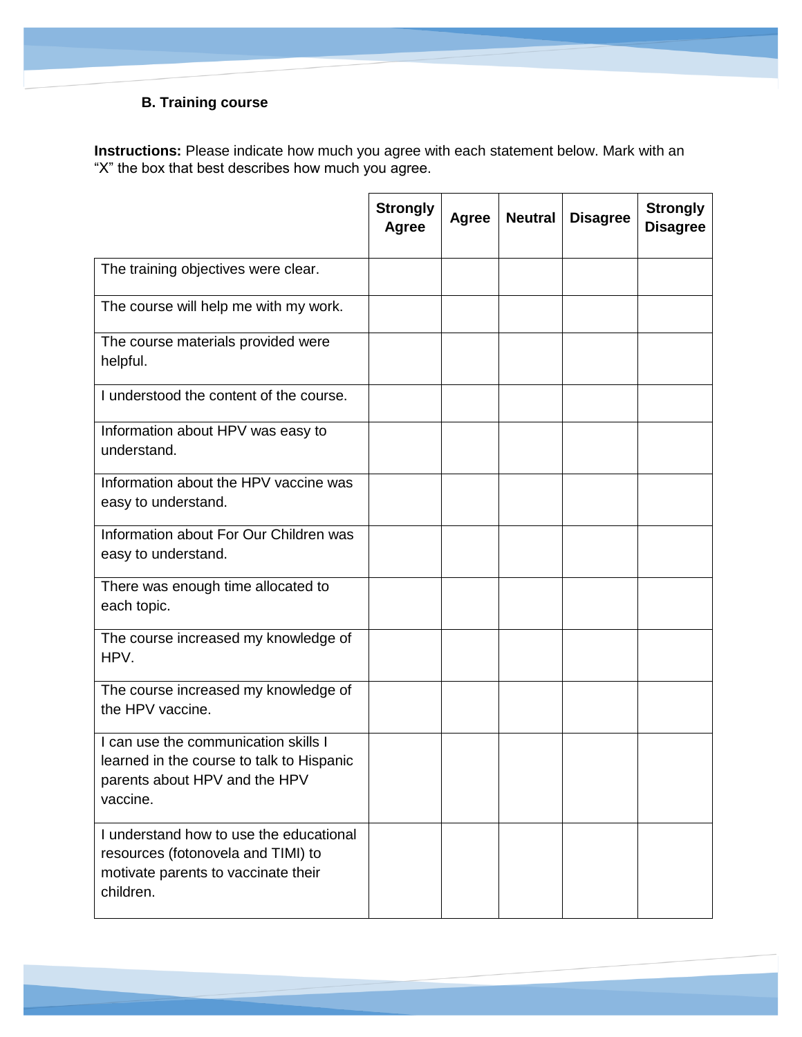**B. Training course**

**Instructions:** Please indicate how much you agree with each statement below. Mark with an "X" the box that best describes how much you agree.

| | Strongly Agree | Agree | Neutral | Disagree | Strongly Disagree |
|---|---|---|---|---|---|
| The training objectives were clear. | | | | | |
| The course will help me with my work. | | | | | |
| The course materials provided were helpful. | | | | | |
| I understood the content of the course. | | | | | |
| Information about HPV was easy to understand. | | | | | |
| Information about the HPV vaccine was easy to understand. | | | | | |
| Information about For Our Children was easy to understand. | | | | | |
| There was enough time allocated to each topic. | | | | | |
| The course increased my knowledge of HPV. | | | | | |
| The course increased my knowledge of the HPV vaccine. | | | | | |
| I can use the communication skills I learned in the course to talk to Hispanic parents about HPV and the HPV vaccine. | | | | | |
| I understand how to use the educational resources (fotonovela and TIMI) to motivate parents to vaccinate their children. | | | | | |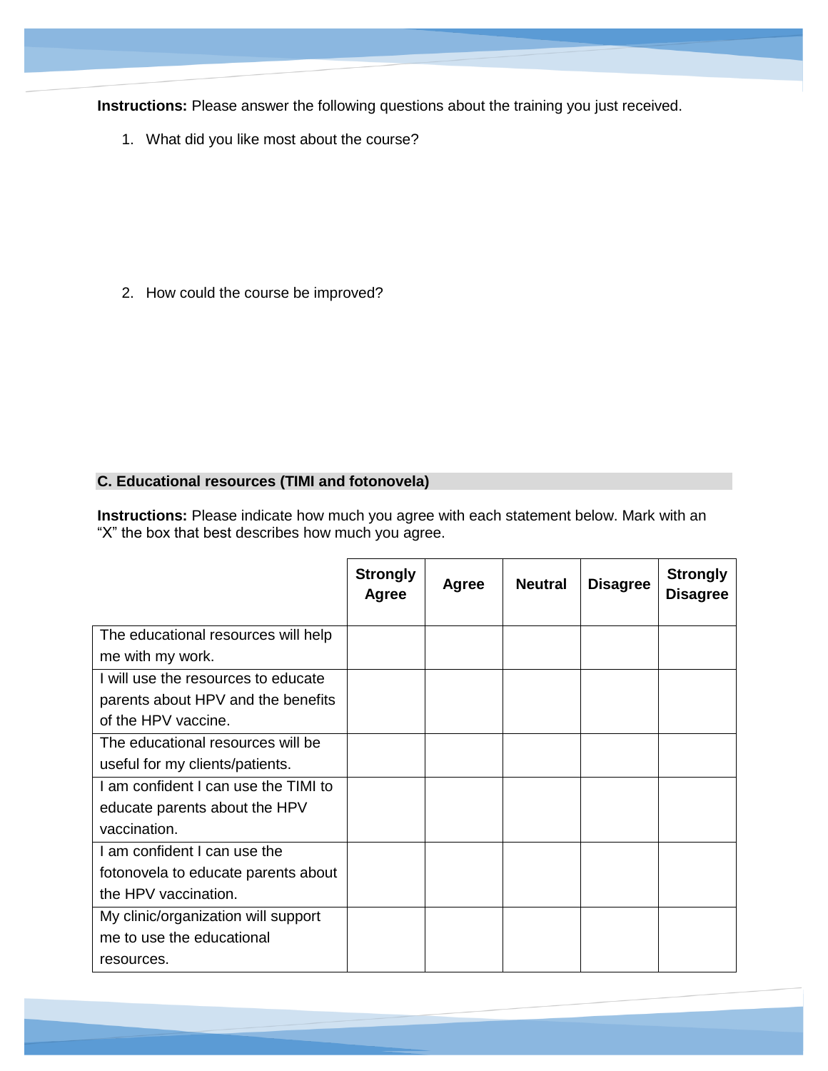**Instructions:** Please answer the following questions about the training you just received.

1. What did you like most about the course?

2. How could the course be improved?

## C. Educational resources (TIMI and fotonovela)

**Instructions:** Please indicate how much you agree with each statement below. Mark with an "X" the box that best describes how much you agree.

| | **Strongly Agree** | **Agree** | **Neutral** | **Disagree** | **Strongly Disagree** |
|---|---|---|---|---|---|
| The educational resources will help me with my work. | | | | | |
| I will use the resources to educate parents about HPV and the benefits of the HPV vaccine. | | | | | |
| The educational resources will be useful for my clients/patients. | | | | | |
| I am confident I can use the TIMI to educate parents about the HPV vaccination. | | | | | |
| I am confident I can use the fotonovela to educate parents about the HPV vaccination. | | | | | |
| My clinic/organization will support me to use the educational resources. | | | | | |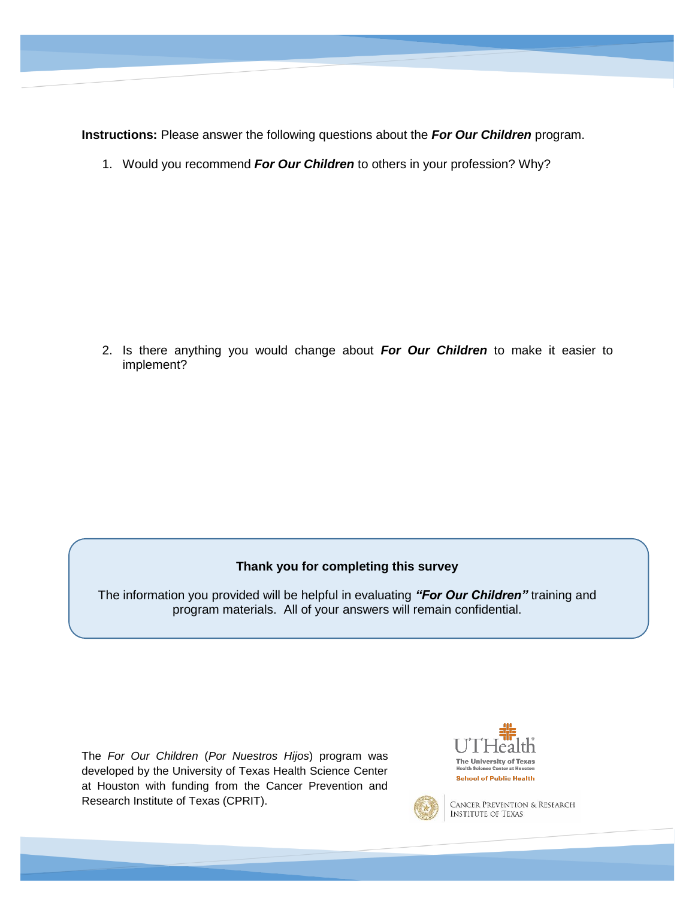**Instructions:** Please answer the following questions about the ***For Our Children*** program.

1. Would you recommend ***For Our Children*** to others in your profession? Why?

2. Is there anything you would change about ***For Our Children*** to make it easier to implement?

**Thank you for completing this survey**

The information you provided will be helpful in evaluating ***"For Our Children"*** training and program materials. All of your answers will remain confidential.

The *For Our Children* (*Por Nuestros Hijos*) program was developed by the University of Texas Health Science Center at Houston with funding from the Cancer Prevention and Research Institute of Texas (CPRIT).

UTHealth
The University of Texas
Health Science Center at Houston
School of Public Health

Cancer Prevention & Research Institute of Texas